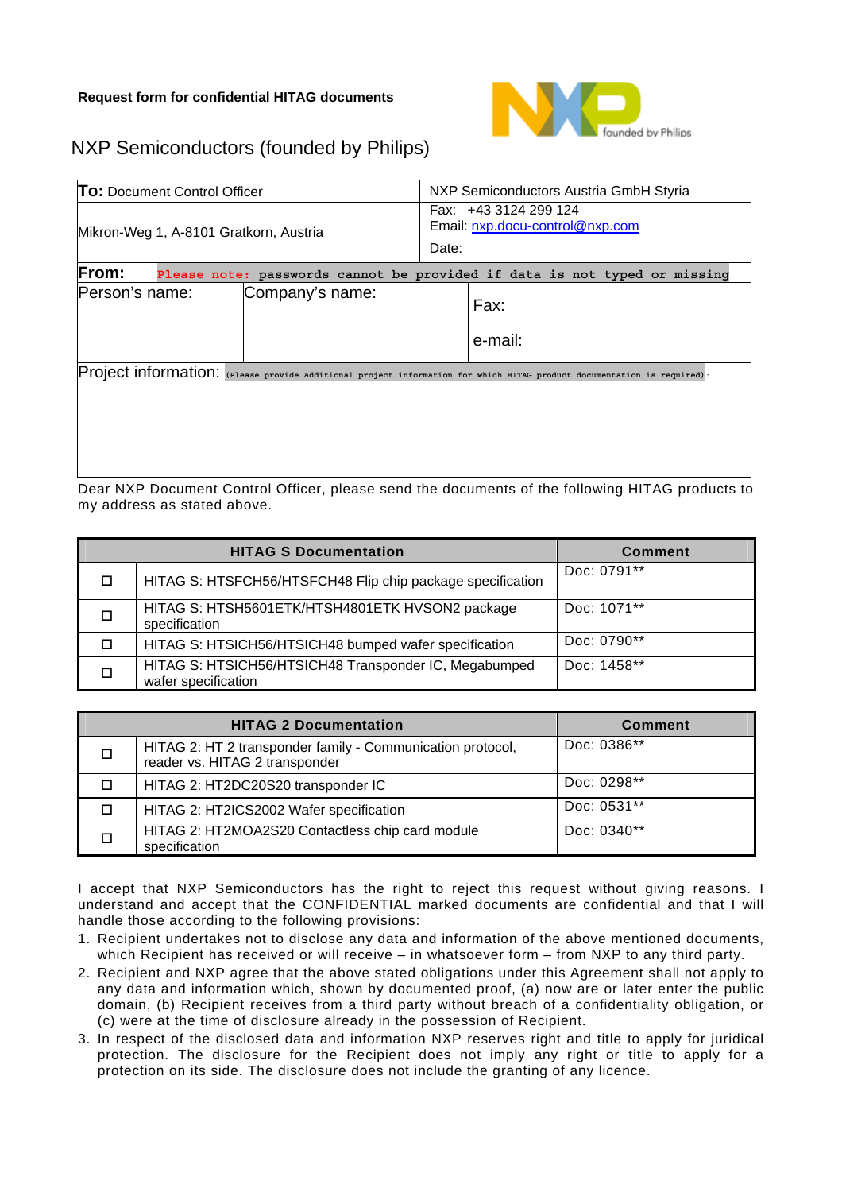**Request form for confidential HITAG documents**

# NXP Semiconductors (founded by Philips)

| **To:** Document Control Officer | NXP Semiconductors Austria GmbH Styria |
|---|---|
| Mikron-Weg 1, A-8101 Gratkorn, Austria | Fax: +43 3124 299 124<br>Email: nxp.docu-control@nxp.com<br>Date: |

**From:** Please note: passwords cannot be provided if data is not typed or missing

| Person's name: | Company's name: | Fax:<br><br>e-mail: |
|---|---|---|

Project information: (Please provide additional project information for which HITAG product documentation is required):

Dear NXP Document Control Officer, please send the documents of the following HITAG products to my address as stated above.

| | HITAG S Documentation | Comment |
|---|---|---|
| ☐ | HITAG S: HTSFCH56/HTSFCH48 Flip chip package specification | Doc: 0791** |
| ☐ | HITAG S: HTSH5601ETK/HTSH4801ETK HVSON2 package specification | Doc: 1071** |
| ☐ | HITAG S: HTSICH56/HTSICH48 bumped wafer specification | Doc: 0790** |
| ☐ | HITAG S: HTSICH56/HTSICH48 Transponder IC, Megabumped wafer specification | Doc: 1458** |

| | HITAG 2 Documentation | Comment |
|---|---|---|
| ☐ | HITAG 2: HT 2 transponder family - Communication protocol, reader vs. HITAG 2 transponder | Doc: 0386** |
| ☐ | HITAG 2: HT2DC20S20 transponder IC | Doc: 0298** |
| ☐ | HITAG 2: HT2ICS2002 Wafer specification | Doc: 0531** |
| ☐ | HITAG 2: HT2MOA2S20 Contactless chip card module specification | Doc: 0340** |

I accept that NXP Semiconductors has the right to reject this request without giving reasons. I understand and accept that the CONFIDENTIAL marked documents are confidential and that I will handle those according to the following provisions:

1. Recipient undertakes not to disclose any data and information of the above mentioned documents, which Recipient has received or will receive – in whatsoever form – from NXP to any third party.
2. Recipient and NXP agree that the above stated obligations under this Agreement shall not apply to any data and information which, shown by documented proof, (a) now are or later enter the public domain, (b) Recipient receives from a third party without breach of a confidentiality obligation, or (c) were at the time of disclosure already in the possession of Recipient.
3. In respect of the disclosed data and information NXP reserves right and title to apply for juridical protection. The disclosure for the Recipient does not imply any right or title to apply for a protection on its side. The disclosure does not include the granting of any licence.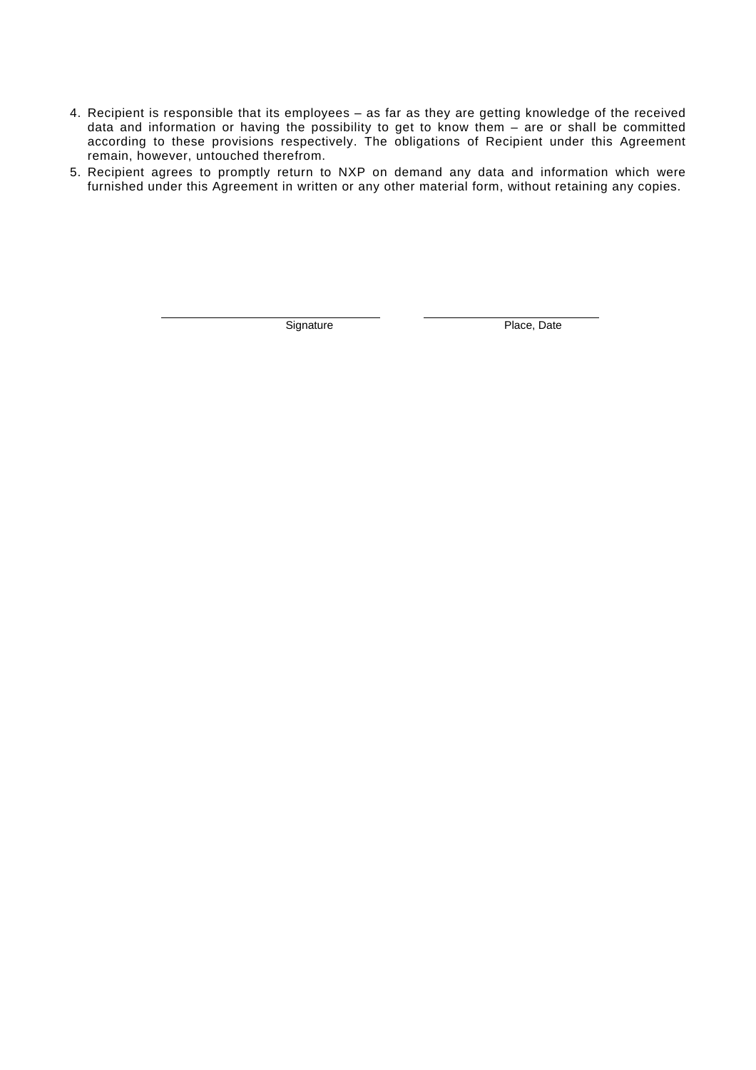4. Recipient is responsible that its employees – as far as they are getting knowledge of the received data and information or having the possibility to get to know them – are or shall be committed according to these provisions respectively. The obligations of Recipient under this Agreement remain, however, untouched therefrom.
5. Recipient agrees to promptly return to NXP on demand any data and information which were furnished under this Agreement in written or any other material form, without retaining any copies.

\_\_\_\_\_\_\_\_\_\_\_\_\_\_\_\_\_\_\_\_\_\_\_\_\_\_\_\_ \_\_\_\_\_\_\_\_\_\_\_\_\_\_\_\_\_\_\_\_\_\_\_\_\_\_\_\_

Signature Place, Date